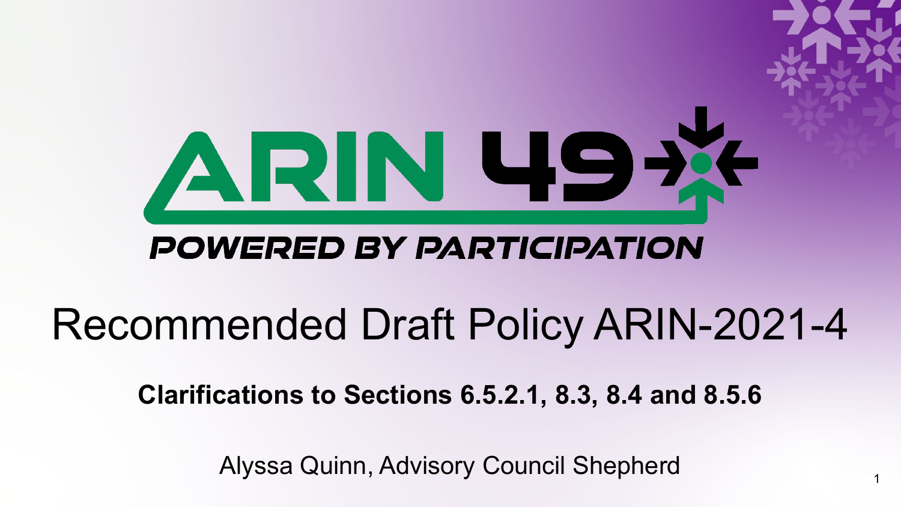ARIN 49

POWERED BY PARTICIPATION

# Recommended Draft Policy ARIN-2021-4

**Clarifications to Sections 6.5.2.1, 8.3, 8.4 and 8.5.6**

Alyssa Quinn, Advisory Council Shepherd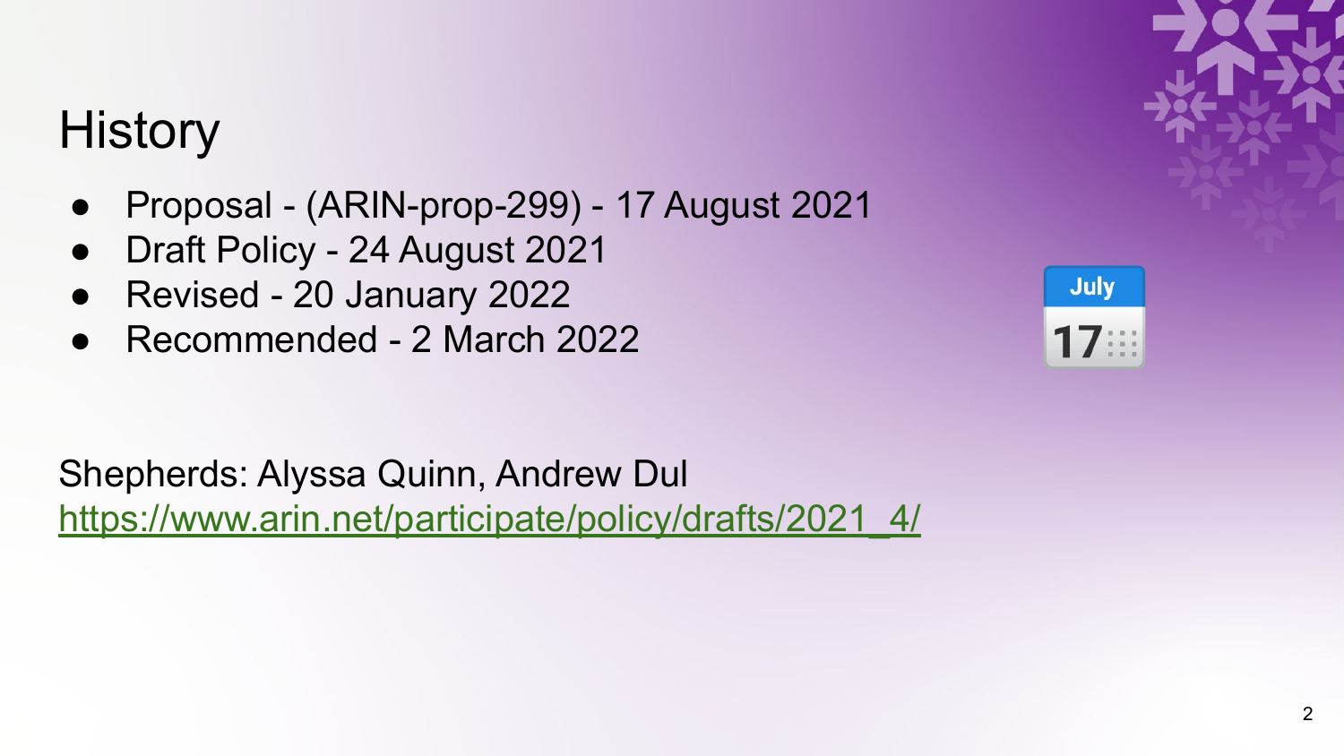# History

- Proposal - (ARIN-prop-299) - 17 August 2021
- Draft Policy - 24 August 2021
- Revised - 20 January 2022
- Recommended - 2 March 2022

Shepherds: Alyssa Quinn, Andrew Dul
[https://www.arin.net/participate/policy/drafts/2021_4/](https://www.arin.net/participate/policy/drafts/2021_4/)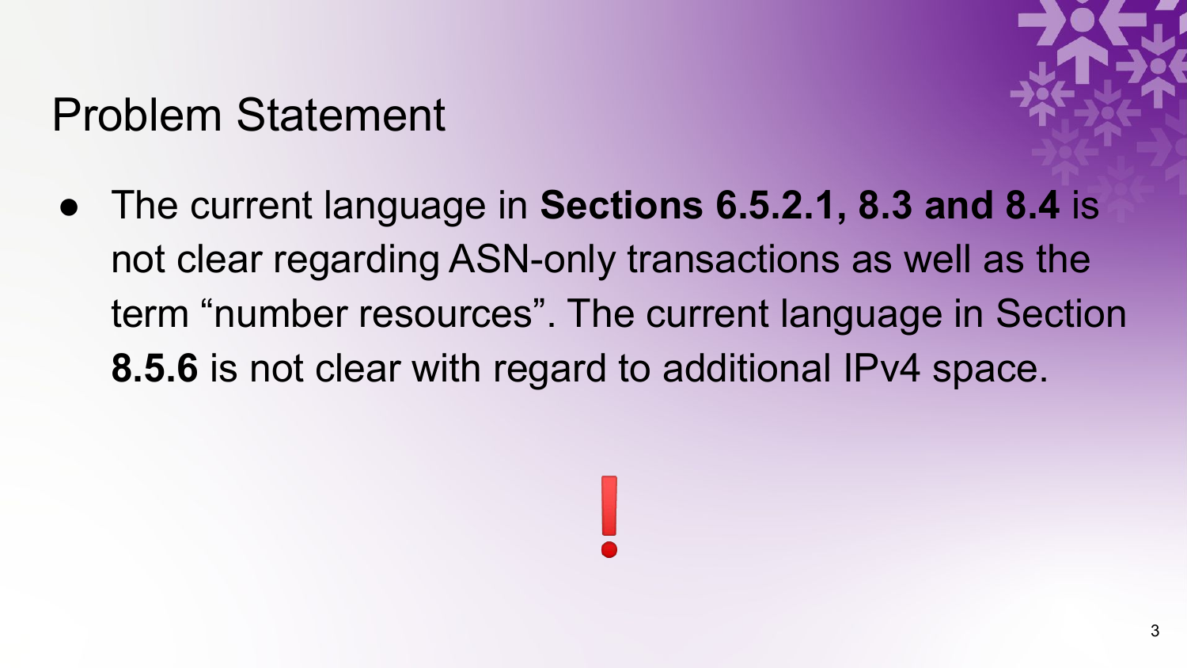# Problem Statement

- The current language in **Sections 6.5.2.1, 8.3 and 8.4** is not clear regarding ASN-only transactions as well as the term “number resources”. The current language in Section **8.5.6** is not clear with regard to additional IPv4 space.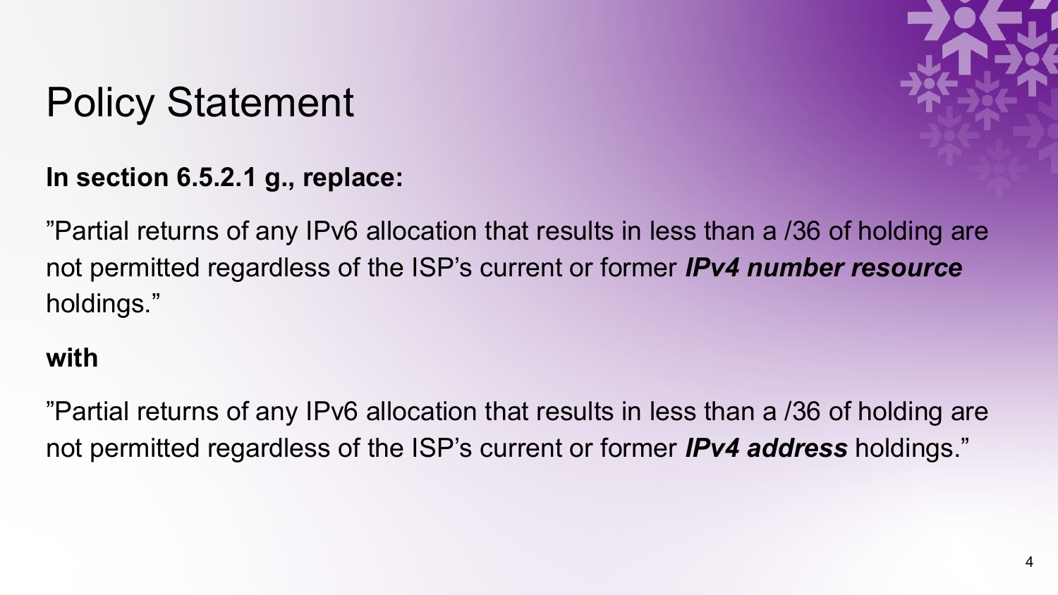# Policy Statement

**In section 6.5.2.1 g., replace:**

”Partial returns of any IPv6 allocation that results in less than a /36 of holding are not permitted regardless of the ISP’s current or former ***IPv4 number resource*** holdings.”

**with**

”Partial returns of any IPv6 allocation that results in less than a /36 of holding are not permitted regardless of the ISP’s current or former ***IPv4 address*** holdings.”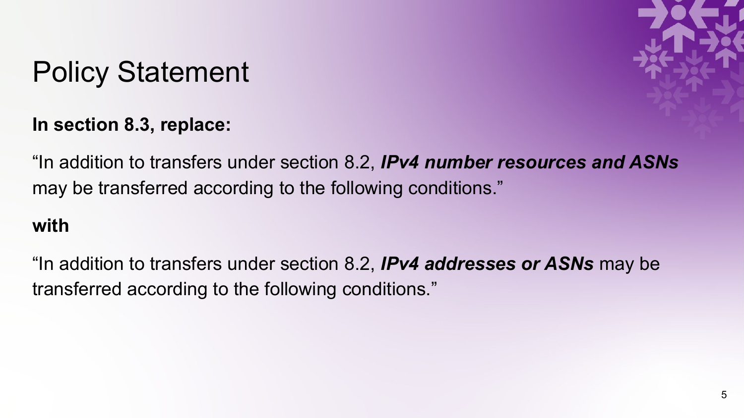# Policy Statement

**In section 8.3, replace:**

"In addition to transfers under section 8.2, ***IPv4 number resources and ASNs*** may be transferred according to the following conditions."

**with**

"In addition to transfers under section 8.2, ***IPv4 addresses or ASNs*** may be transferred according to the following conditions."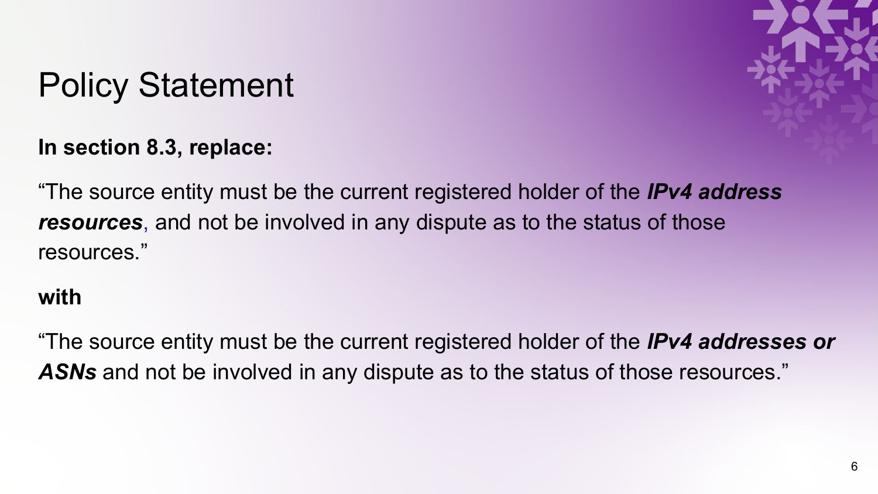# Policy Statement

**In section 8.3, replace:**

“The source entity must be the current registered holder of the ***IPv4 address resources***, and not be involved in any dispute as to the status of those resources.”

**with**

“The source entity must be the current registered holder of the ***IPv4 addresses or ASNs*** and not be involved in any dispute as to the status of those resources.”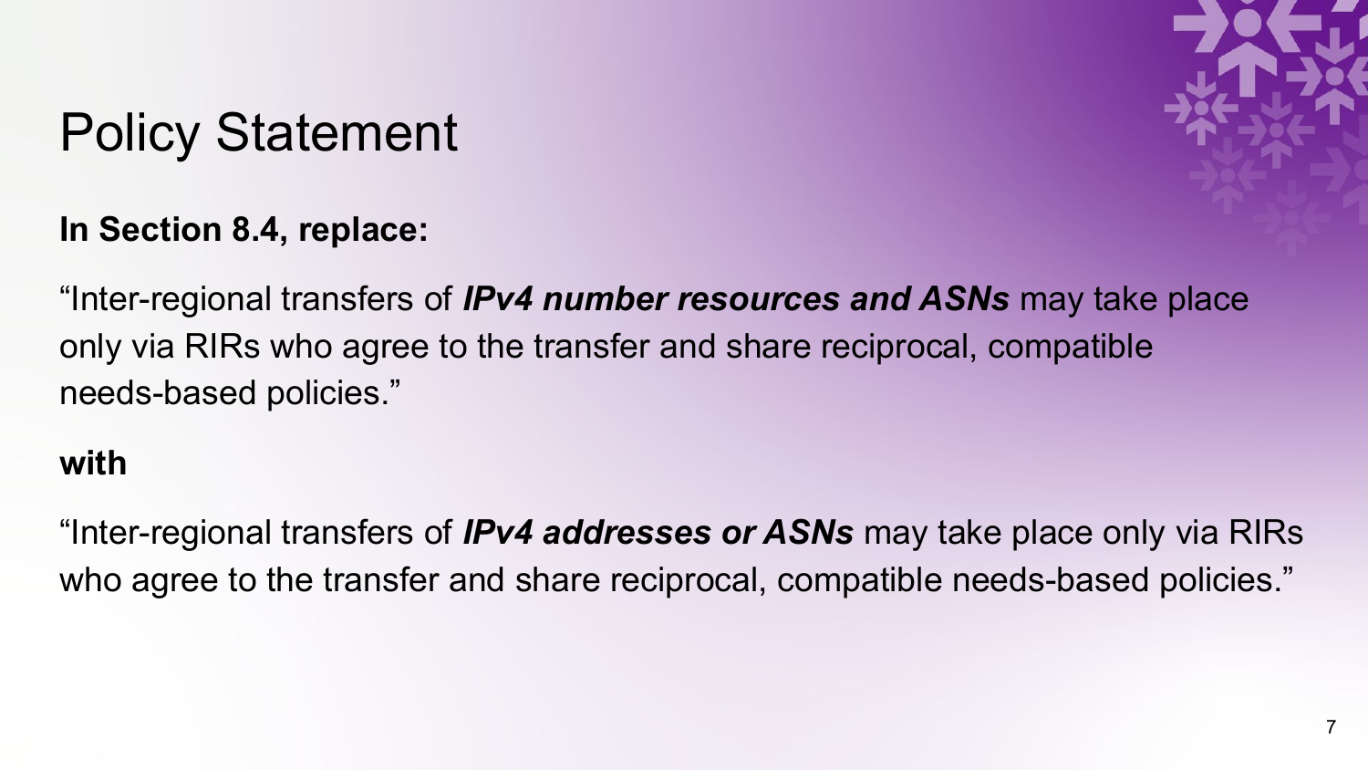# Policy Statement

**In Section 8.4, replace:**

“Inter-regional transfers of ***IPv4 number resources and ASNs*** may take place only via RIRs who agree to the transfer and share reciprocal, compatible needs-based policies.”

**with**

“Inter-regional transfers of ***IPv4 addresses or ASNs*** may take place only via RIRs who agree to the transfer and share reciprocal, compatible needs-based policies.”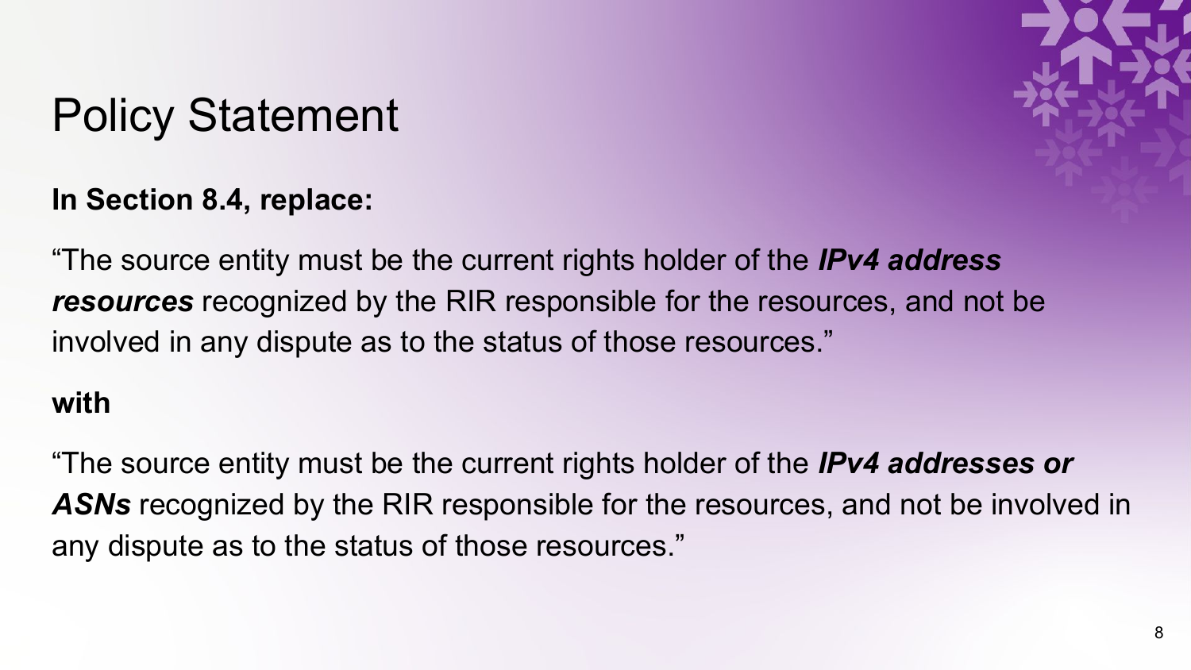# Policy Statement

**In Section 8.4, replace:**

"The source entity must be the current rights holder of the ***IPv4 address resources*** recognized by the RIR responsible for the resources, and not be involved in any dispute as to the status of those resources."

**with**

"The source entity must be the current rights holder of the ***IPv4 addresses or ASNs*** recognized by the RIR responsible for the resources, and not be involved in any dispute as to the status of those resources."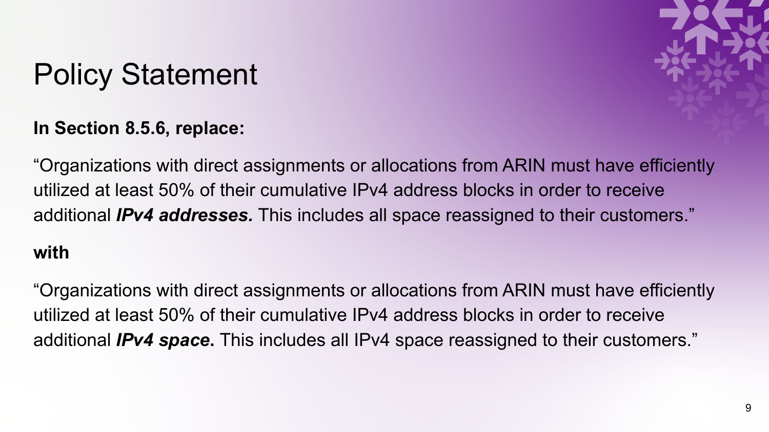# Policy Statement

**In Section 8.5.6, replace:**

“Organizations with direct assignments or allocations from ARIN must have efficiently utilized at least 50% of their cumulative IPv4 address blocks in order to receive additional ***IPv4 addresses.*** This includes all space reassigned to their customers.”

**with**

“Organizations with direct assignments or allocations from ARIN must have efficiently utilized at least 50% of their cumulative IPv4 address blocks in order to receive additional ***IPv4 space*****.** This includes all IPv4 space reassigned to their customers.”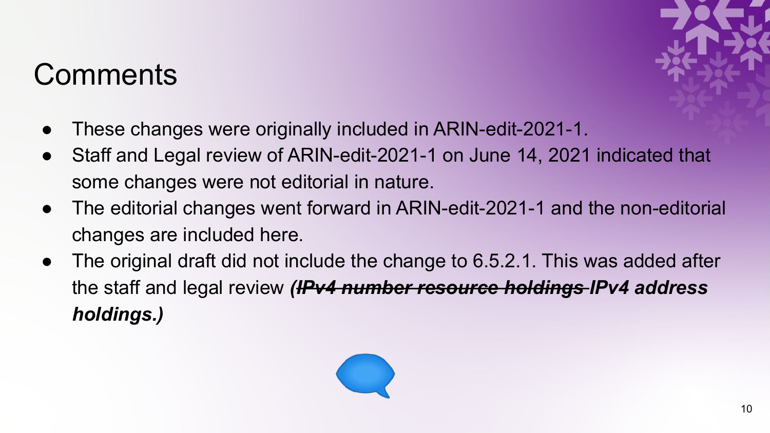# Comments

- These changes were originally included in ARIN-edit-2021-1.
- Staff and Legal review of ARIN-edit-2021-1 on June 14, 2021 indicated that some changes were not editorial in nature.
- The editorial changes went forward in ARIN-edit-2021-1 and the non-editorial changes are included here.
- The original draft did not include the change to 6.5.2.1. This was added after the staff and legal review ***(~~IPv4 number resource holdings~~ IPv4 address holdings.)***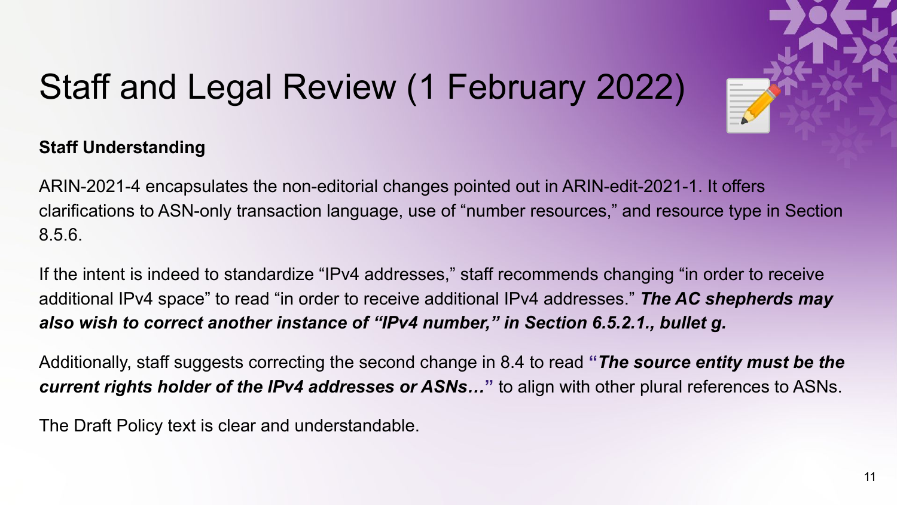# Staff and Legal Review (1 February 2022)

**Staff Understanding**

ARIN-2021-4 encapsulates the non-editorial changes pointed out in ARIN-edit-2021-1. It offers clarifications to ASN-only transaction language, use of “number resources,” and resource type in Section 8.5.6.

If the intent is indeed to standardize “IPv4 addresses,” staff recommends changing “in order to receive additional IPv4 space” to read “in order to receive additional IPv4 addresses.” ***The AC shepherds may also wish to correct another instance of “IPv4 number,” in Section 6.5.2.1., bullet g.***

Additionally, staff suggests correcting the second change in 8.4 to read **“*The source entity must be the current rights holder of the IPv4 addresses or ASNs…*”** to align with other plural references to ASNs.

The Draft Policy text is clear and understandable.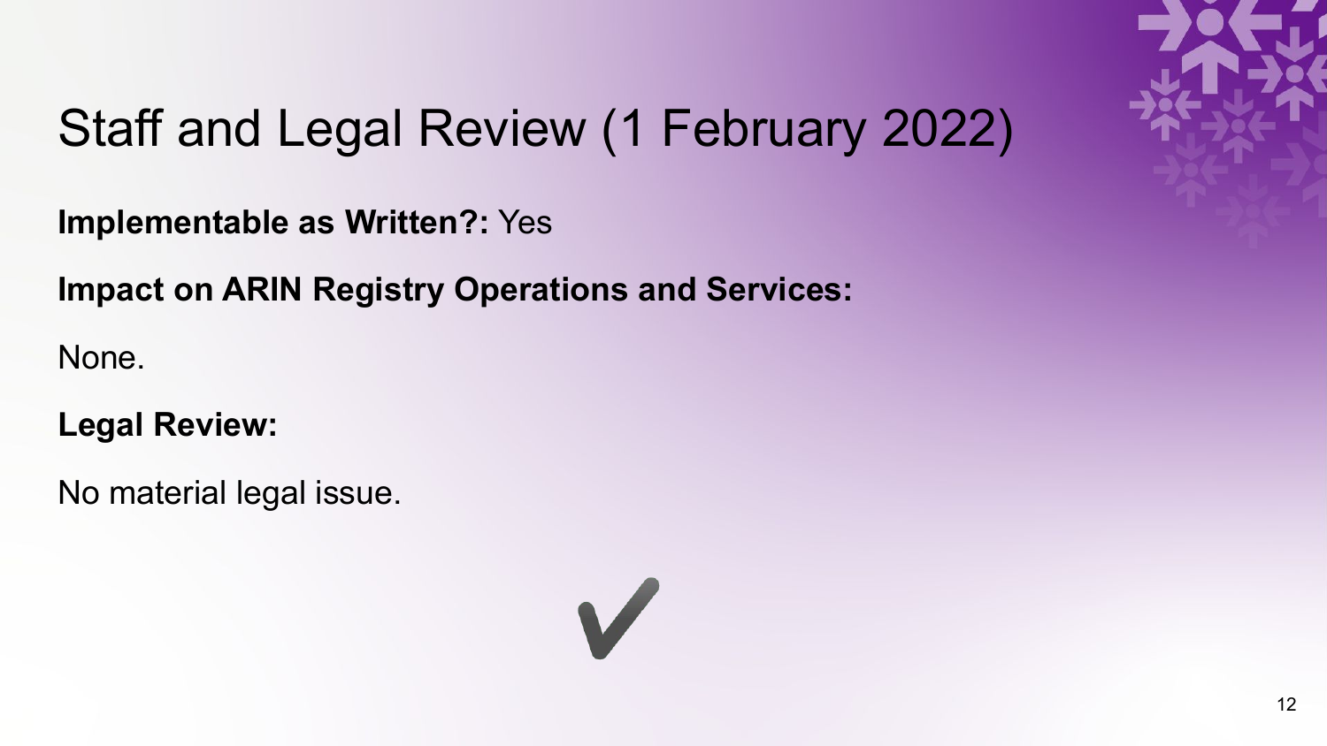# Staff and Legal Review (1 February 2022)

**Implementable as Written?:** Yes

**Impact on ARIN Registry Operations and Services:**

None.

**Legal Review:**

No material legal issue.

✔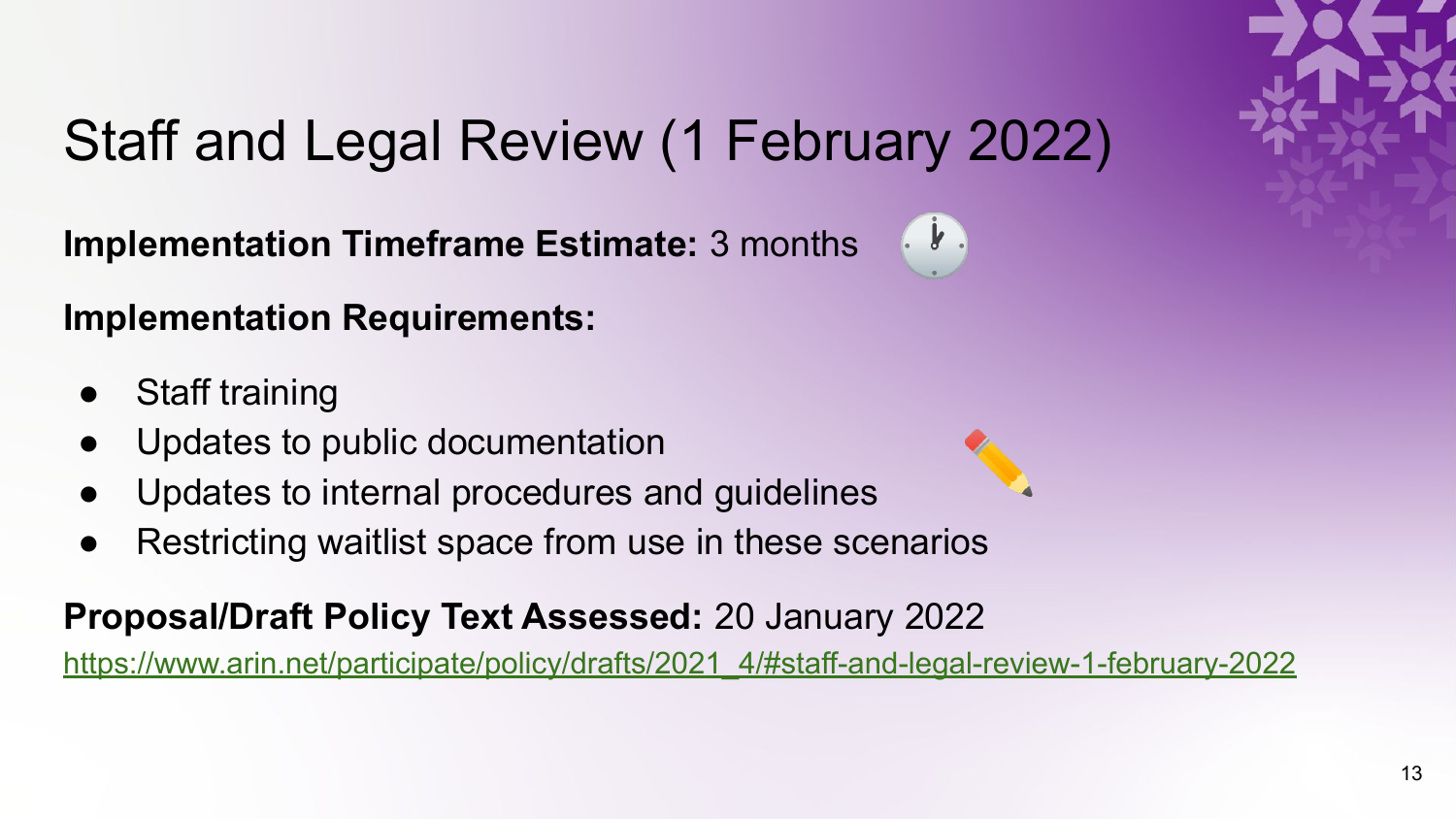# Staff and Legal Review (1 February 2022)

**Implementation Timeframe Estimate:** 3 months

**Implementation Requirements:**

- Staff training
- Updates to public documentation
- Updates to internal procedures and guidelines
- Restricting waitlist space from use in these scenarios

**Proposal/Draft Policy Text Assessed:** 20 January 2022

https://www.arin.net/participate/policy/drafts/2021_4/#staff-and-legal-review-1-february-2022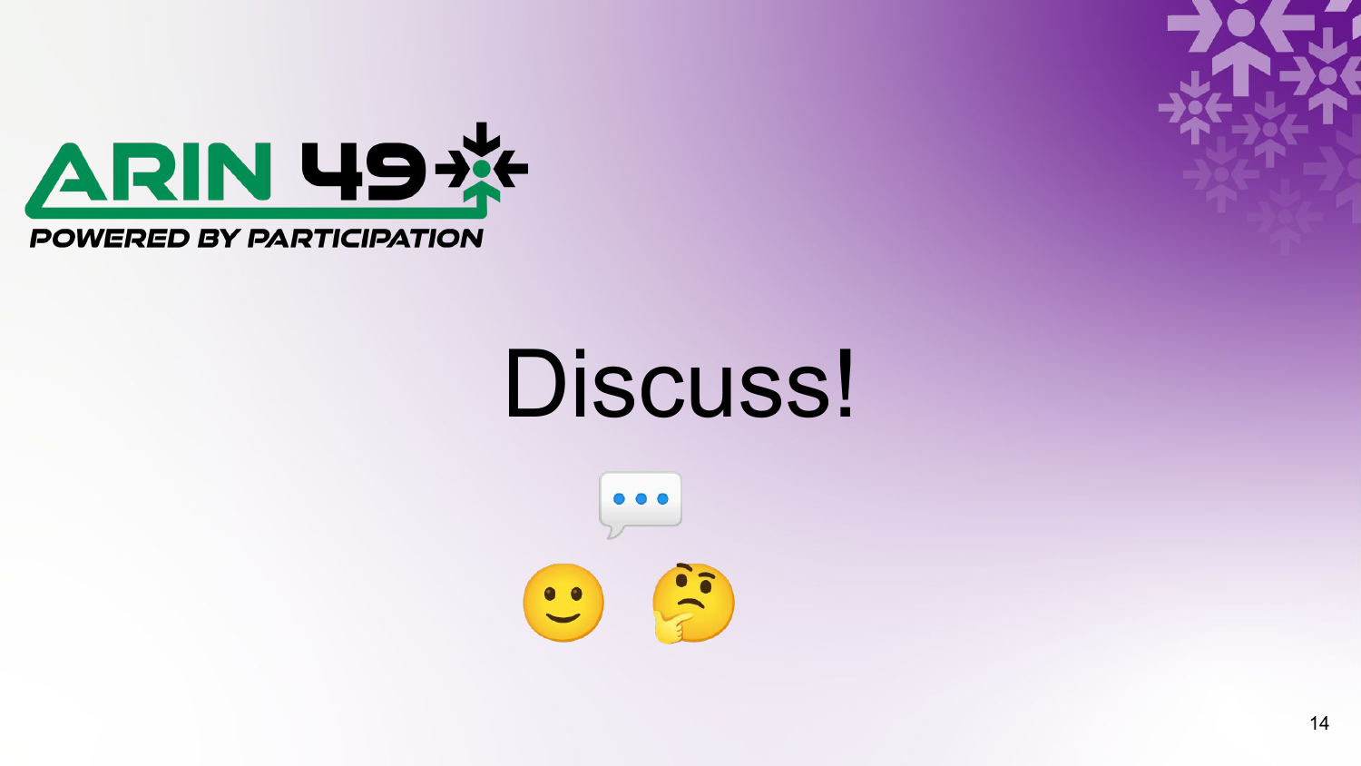ARIN 49

POWERED BY PARTICIPATION

# Discuss!

💬

🙂 🤔